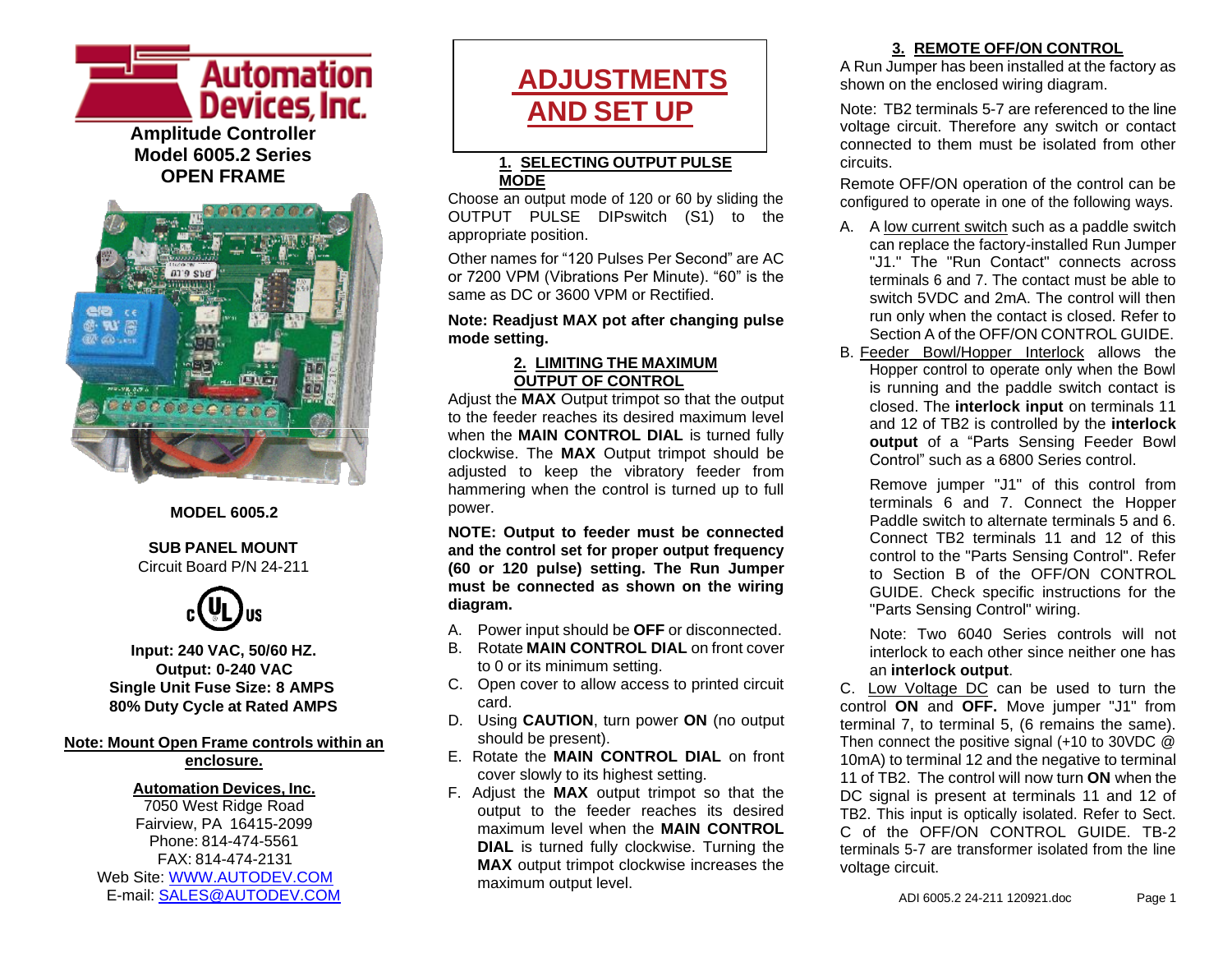**Amplitude Controller**
**Model 6005.2 Series**
**OPEN FRAME**

**MODEL 6005.2**

**SUB PANEL MOUNT**
Circuit Board P/N 24-211

**Input: 240 VAC, 50/60 HZ.**
**Output: 0-240 VAC**
**Single Unit Fuse Size: 8 AMPS**
**80% Duty Cycle at Rated AMPS**

**Note: Mount Open Frame controls within an enclosure.**

**Automation Devices, Inc.**
7050 West Ridge Road
Fairview, PA 16415-2099
Phone: 814-474-5561
FAX: 814-474-2131
Web Site: WWW.AUTODEV.COM
E-mail: SALES@AUTODEV.COM

# ADJUSTMENTS AND SET UP

## 1. SELECTING OUTPUT PULSE MODE

Choose an output mode of 120 or 60 by sliding the OUTPUT PULSE DIPswitch (S1) to the appropriate position.

Other names for "120 Pulses Per Second" are AC or 7200 VPM (Vibrations Per Minute). "60" is the same as DC or 3600 VPM or Rectified.

**Note: Readjust MAX pot after changing pulse mode setting.**

## 2. LIMITING THE MAXIMUM OUTPUT OF CONTROL

Adjust the **MAX** Output trimpot so that the output to the feeder reaches its desired maximum level when the **MAIN CONTROL DIAL** is turned fully clockwise. The **MAX** Output trimpot should be adjusted to keep the vibratory feeder from hammering when the control is turned up to full power.

**NOTE: Output to feeder must be connected and the control set for proper output frequency (60 or 120 pulse) setting. The Run Jumper must be connected as shown on the wiring diagram.**

A. Power input should be **OFF** or disconnected.
B. Rotate **MAIN CONTROL DIAL** on front cover to 0 or its minimum setting.
C. Open cover to allow access to printed circuit card.
D. Using **CAUTION**, turn power **ON** (no output should be present).
E. Rotate the **MAIN CONTROL DIAL** on front cover slowly to its highest setting.
F. Adjust the **MAX** output trimpot so that the output to the feeder reaches its desired maximum level when the **MAIN CONTROL DIAL** is turned fully clockwise. Turning the **MAX** output trimpot clockwise increases the maximum output level.

## 3. REMOTE OFF/ON CONTROL

A Run Jumper has been installed at the factory as shown on the enclosed wiring diagram.

Note: TB2 terminals 5-7 are referenced to the line voltage circuit. Therefore any switch or contact connected to them must be isolated from other circuits.

Remote OFF/ON operation of the control can be configured to operate in one of the following ways.

A. A low current switch such as a paddle switch can replace the factory-installed Run Jumper "J1." The "Run Contact" connects across terminals 6 and 7. The contact must be able to switch 5VDC and 2mA. The control will then run only when the contact is closed. Refer to Section A of the OFF/ON CONTROL GUIDE.

B. Feeder Bowl/Hopper Interlock allows the Hopper control to operate only when the Bowl is running and the paddle switch contact is closed. The **interlock input** on terminals 11 and 12 of TB2 is controlled by the **interlock output** of a "Parts Sensing Feeder Bowl Control" such as a 6800 Series control.

Remove jumper "J1" of this control from terminals 6 and 7. Connect the Hopper Paddle switch to alternate terminals 5 and 6. Connect TB2 terminals 11 and 12 of this control to the "Parts Sensing Control". Refer to Section B of the OFF/ON CONTROL GUIDE. Check specific instructions for the "Parts Sensing Control" wiring.

Note: Two 6040 Series controls will not interlock to each other since neither one has an **interlock output**.

C. Low Voltage DC can be used to turn the control **ON** and **OFF.** Move jumper "J1" from terminal 7, to terminal 5, (6 remains the same). Then connect the positive signal (+10 to 30VDC @ 10mA) to terminal 12 and the negative to terminal 11 of TB2. The control will now turn **ON** when the DC signal is present at terminals 11 and 12 of TB2. This input is optically isolated. Refer to Sect. C of the OFF/ON CONTROL GUIDE. TB-2 terminals 5-7 are transformer isolated from the line voltage circuit.

ADI 6005.2 24-211 120921.doc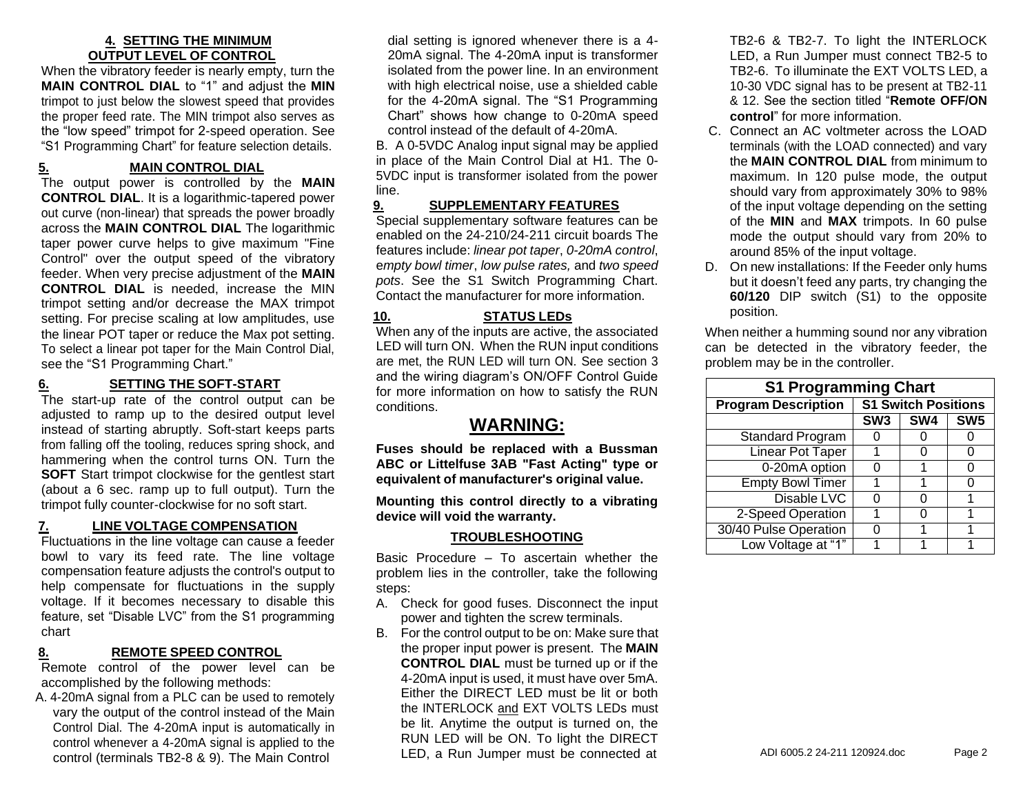## 4. SETTING THE MINIMUM OUTPUT LEVEL OF CONTROL

When the vibratory feeder is nearly empty, turn the **MAIN CONTROL DIAL** to "1" and adjust the **MIN** trimpot to just below the slowest speed that provides the proper feed rate. The MIN trimpot also serves as the "low speed" trimpot for 2-speed operation. See "S1 Programming Chart" for feature selection details.

## 5. MAIN CONTROL DIAL

The output power is controlled by the **MAIN CONTROL DIAL**. It is a logarithmic-tapered power out curve (non-linear) that spreads the power broadly across the **MAIN CONTROL DIAL** The logarithmic taper power curve helps to give maximum "Fine Control" over the output speed of the vibratory feeder. When very precise adjustment of the **MAIN CONTROL DIAL** is needed, increase the MIN trimpot setting and/or decrease the MAX trimpot setting. For precise scaling at low amplitudes, use the linear POT taper or reduce the Max pot setting. To select a linear pot taper for the Main Control Dial, see the "S1 Programming Chart."

## 6. SETTING THE SOFT-START

The start-up rate of the control output can be adjusted to ramp up to the desired output level instead of starting abruptly. Soft-start keeps parts from falling off the tooling, reduces spring shock, and hammering when the control turns ON. Turn the **SOFT** Start trimpot clockwise for the gentlest start (about a 6 sec. ramp up to full output). Turn the trimpot fully counter-clockwise for no soft start.

## 7. LINE VOLTAGE COMPENSATION

Fluctuations in the line voltage can cause a feeder bowl to vary its feed rate. The line voltage compensation feature adjusts the control's output to help compensate for fluctuations in the supply voltage. If it becomes necessary to disable this feature, set "Disable LVC" from the S1 programming chart

## 8. REMOTE SPEED CONTROL

Remote control of the power level can be accomplished by the following methods:

A. 4-20mA signal from a PLC can be used to remotely vary the output of the control instead of the Main Control Dial. The 4-20mA input is automatically in control whenever a 4-20mA signal is applied to the control (terminals TB2-8 & 9). The Main Control dial setting is ignored whenever there is a 4-20mA signal. The 4-20mA input is transformer isolated from the power line. In an environment with high electrical noise, use a shielded cable for the 4-20mA signal. The "S1 Programming Chart" shows how change to 0-20mA speed control instead of the default of 4-20mA.

B. A 0-5VDC Analog input signal may be applied in place of the Main Control Dial at H1. The 0-5VDC input is transformer isolated from the power line.

## 9. SUPPLEMENTARY FEATURES

Special supplementary software features can be enabled on the 24-210/24-211 circuit boards The features include: *linear pot taper*, *0-20mA control*, *empty bowl timer*, *low pulse rates,* and *two speed pots*. See the S1 Switch Programming Chart. Contact the manufacturer for more information.

## 10. STATUS LEDs

When any of the inputs are active, the associated LED will turn ON. When the RUN input conditions are met, the RUN LED will turn ON. See section 3 and the wiring diagram's ON/OFF Control Guide for more information on how to satisfy the RUN conditions.

# WARNING:

**Fuses should be replaced with a Bussman ABC or Littelfuse 3AB "Fast Acting" type or equivalent of manufacturer's original value.**

**Mounting this control directly to a vibrating device will void the warranty.**

## TROUBLESHOOTING

Basic Procedure – To ascertain whether the problem lies in the controller, take the following steps:

A. Check for good fuses. Disconnect the input power and tighten the screw terminals.

B. For the control output to be on: Make sure that the proper input power is present. The **MAIN CONTROL DIAL** must be turned up or if the 4-20mA input is used, it must have over 5mA. Either the DIRECT LED must be lit or both the INTERLOCK and EXT VOLTS LEDs must be lit. Anytime the output is turned on, the RUN LED will be ON. To light the DIRECT LED, a Run Jumper must be connected at TB2-6 & TB2-7. To light the INTERLOCK LED, a Run Jumper must connect TB2-5 to TB2-6. To illuminate the EXT VOLTS LED, a 10-30 VDC signal has to be present at TB2-11 & 12. See the section titled "**Remote OFF/ON control**" for more information.

C. Connect an AC voltmeter across the LOAD terminals (with the LOAD connected) and vary the **MAIN CONTROL DIAL** from minimum to maximum. In 120 pulse mode, the output should vary from approximately 30% to 98% of the input voltage depending on the setting of the **MIN** and **MAX** trimpots. In 60 pulse mode the output should vary from 20% to around 85% of the input voltage.

D. On new installations: If the Feeder only hums but it doesn't feed any parts, try changing the **60/120** DIP switch (S1) to the opposite position.

When neither a humming sound nor any vibration can be detected in the vibratory feeder, the problem may be in the controller.

| S1 Programming Chart | | | |
|---|---|---|---|
| **Program Description** | **S1 Switch Positions** | | |
| | **SW3** | **SW4** | **SW5** |
| Standard Program | 0 | 0 | 0 |
| Linear Pot Taper | 1 | 0 | 0 |
| 0-20mA option | 0 | 1 | 0 |
| Empty Bowl Timer | 1 | 1 | 0 |
| Disable LVC | 0 | 0 | 1 |
| 2-Speed Operation | 1 | 0 | 1 |
| 30/40 Pulse Operation | 0 | 1 | 1 |
| Low Voltage at "1" | 1 | 1 | 1 |

ADI 6005.2 24-211 120924.doc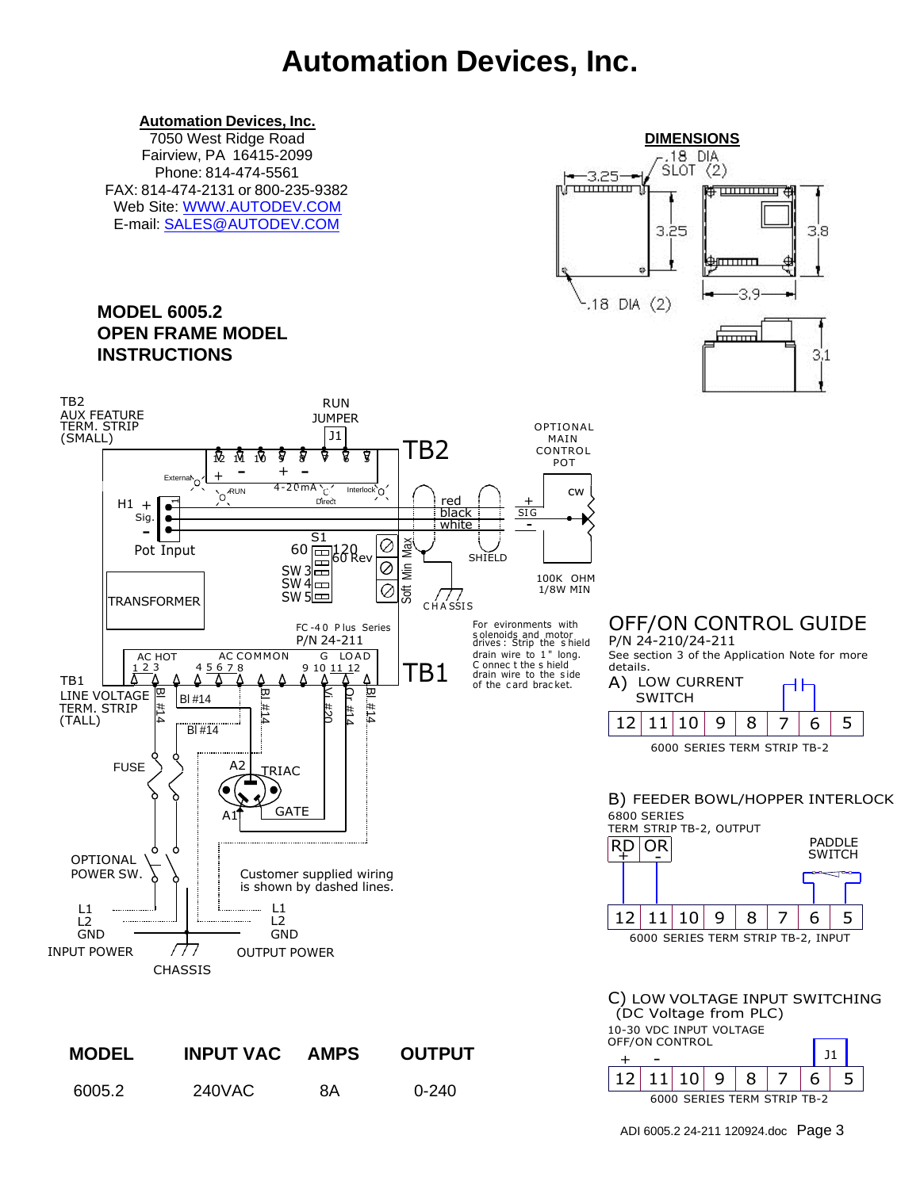# Automation Devices, Inc.

**Automation Devices, Inc.**
7050 West Ridge Road
Fairview, PA 16415-2099
Phone: 814-474-5561
FAX: 814-474-2131 or 800-235-9382
Web Site: WWW.AUTODEV.COM
E-mail: SALES@AUTODEV.COM

**DIMENSIONS**

.18 DIA SLOT (2)
3.25
3.25
3.8
3.9
.18 DIA (2)
3.1

## MODEL 6005.2
## OPEN FRAME MODEL
## INSTRUCTIONS

TB2
AUX FEATURE TERM. STRIP (SMALL)

RUN JUMPER
J1

12 11 10 9 8 7 6 5

TB2

External + – + –
RUN 4-20mA Direct Interlock

H1 + Sig. –
Pot Input

S1
60 120
60 Rev
SW 3
SW 4
SW 5

Max Min Soft

red
black
white

SHIELD

CHASSIS

OPTIONAL MAIN CONTROL POT

CW
+ SIG –

100K OHM 1/8W MIN

TRANSFORMER

FC-40 Plus Series
P/N 24-211

For evironments with solenoids and motor drives: Strip the shield drain wire to 1" long. Connect the shield drain wire to the side of the card bracket.

AC HOT 1 2 3
AC COMMON 4 5 6 7 8
G 9 10
LOAD 11 12

TB1

TB1
LINE VOLTAGE TERM. STRIP (TALL)

Bl #14
Bl #14
Bl #14
Bl #14
Vi #20
Or #14
Bl #14

FUSE

A2 TRIAC
A1 GATE

OPTIONAL POWER SW.

Customer supplied wiring is shown by dashed lines.

L1
L2
GND
INPUT POWER

CHASSIS

L1
L2
GND
OUTPUT POWER

| MODEL | INPUT VAC | AMPS | OUTPUT |
|---|---|---|---|
| 6005.2 | 240VAC | 8A | 0-240 |

## OFF/ON CONTROL GUIDE

P/N 24-210/24-211
See section 3 of the Application Note for more details.

A) LOW CURRENT SWITCH

12 11 10 9 8 7 6 5
6000 SERIES TERM STRIP TB-2

B) FEEDER BOWL/HOPPER INTERLOCK
6800 SERIES
TERM STRIP TB-2, OUTPUT

RD + OR –

PADDLE SWITCH

12 11 10 9 8 7 6 5
6000 SERIES TERM STRIP TB-2, INPUT

C) LOW VOLTAGE INPUT SWITCHING (DC Voltage from PLC)
10-30 VDC INPUT VOLTAGE OFF/ON CONTROL

+ –
J1

12 11 10 9 8 7 6 5
6000 SERIES TERM STRIP TB-2

ADI 6005.2 24-211 120924.doc